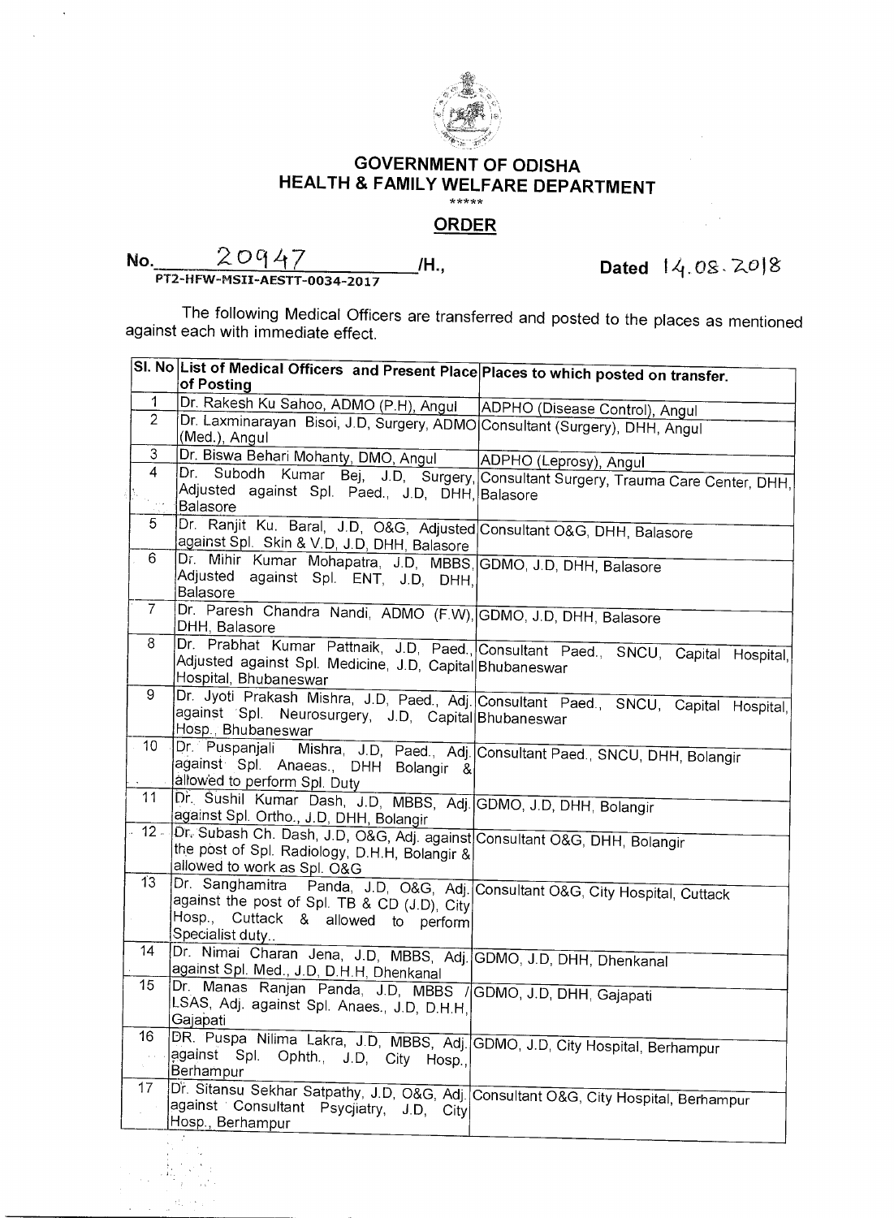# GOVERNMENT OF ODISHA
## HEALTH & FAMILY WELFARE DEPARTMENT

\*\*\*\*\*

## ORDER

No. 20947 /H., PT2-HFW-MSII-AESTT-0034-2017 Dated 14.08.2018

The following Medical Officers are transferred and posted to the places as mentioned against each with immediate effect.

| Sl. No | List of Medical Officers and Present Place of Posting | Places to which posted on transfer. |
|---|---|---|
| 1 | Dr. Rakesh Ku Sahoo, ADMO (P.H), Angul | ADPHO (Disease Control), Angul |
| 2 | Dr. Laxminarayan Bisoi, J.D, Surgery, ADMO (Med.), Angul | Consultant (Surgery), DHH, Angul |
| 3 | Dr. Biswa Behari Mohanty, DMO, Angul | ADPHO (Leprosy), Angul |
| 4 | Dr. Subodh Kumar Bej, J.D, Surgery, Adjusted against Spl. Paed., J.D, DHH, Balasore | Consultant Surgery, Trauma Care Center, DHH, Balasore |
| 5 | Dr. Ranjit Ku. Baral, J.D, O&G, Adjusted against Spl. Skin & V.D, J.D, DHH, Balasore | Consultant O&G, DHH, Balasore |
| 6 | Dr. Mihir Kumar Mohapatra, J.D, MBBS, Adjusted against Spl. ENT, J.D, DHH, Balasore | GDMO, J.D, DHH, Balasore |
| 7 | Dr. Paresh Chandra Nandi, ADMO (F.W), DHH, Balasore | GDMO, J.D, DHH, Balasore |
| 8 | Dr. Prabhat Kumar Pattnaik, J.D, Paed., Adjusted against Spl. Medicine, J.D, Capital Hospital, Bhubaneswar | Consultant Paed., SNCU, Capital Hospital, Bhubaneswar |
| 9 | Dr. Jyoti Prakash Mishra, J.D, Paed., Adj. against Spl. Neurosurgery, J.D, Capital Hosp., Bhubaneswar | Consultant Paed., SNCU, Capital Hospital, Bhubaneswar |
| 10 | Dr. Puspanjali Mishra, J.D, Paed., Adj. against Spl. Anaeas., DHH Bolangir & allowed to perform Spl. Duty | Consultant Paed., SNCU, DHH, Bolangir |
| 11 | Dr. Sushil Kumar Dash, J.D, MBBS, Adj. against Spl. Ortho., J.D, DHH, Bolangir | GDMO, J.D, DHH, Bolangir |
| 12 | Dr. Subash Ch. Dash, J.D, O&G, Adj. against the post of Spl. Radiology, D.H.H, Bolangir & allowed to work as Spl. O&G | Consultant O&G, DHH, Bolangir |
| 13 | Dr. Sanghamitra Panda, J.D, O&G, Adj. against the post of Spl. TB & CD (J.D), City Hosp., Cuttack & allowed to perform Specialist duty.. | Consultant O&G, City Hospital, Cuttack |
| 14 | Dr. Nimai Charan Jena, J.D, MBBS, Adj. against Spl. Med., J.D, D.H.H, Dhenkanal | GDMO, J.D, DHH, Dhenkanal |
| 15 | Dr. Manas Ranjan Panda, J.D, MBBS / LSAS, Adj. against Spl. Anaes., J.D, D.H.H, Gajapati | GDMO, J.D, DHH, Gajapati |
| 16 | DR. Puspa Nilima Lakra, J.D, MBBS, Adj. against Spl. Ophth., J.D, City Hosp., Berhampur | GDMO, J.D, City Hospital, Berhampur |
| 17 | Dr. Sitansu Sekhar Satpathy, J.D, O&G, Adj. against Consultant Psycjiatry, J.D, City Hosp., Berhampur | Consultant O&G, City Hospital, Berhampur |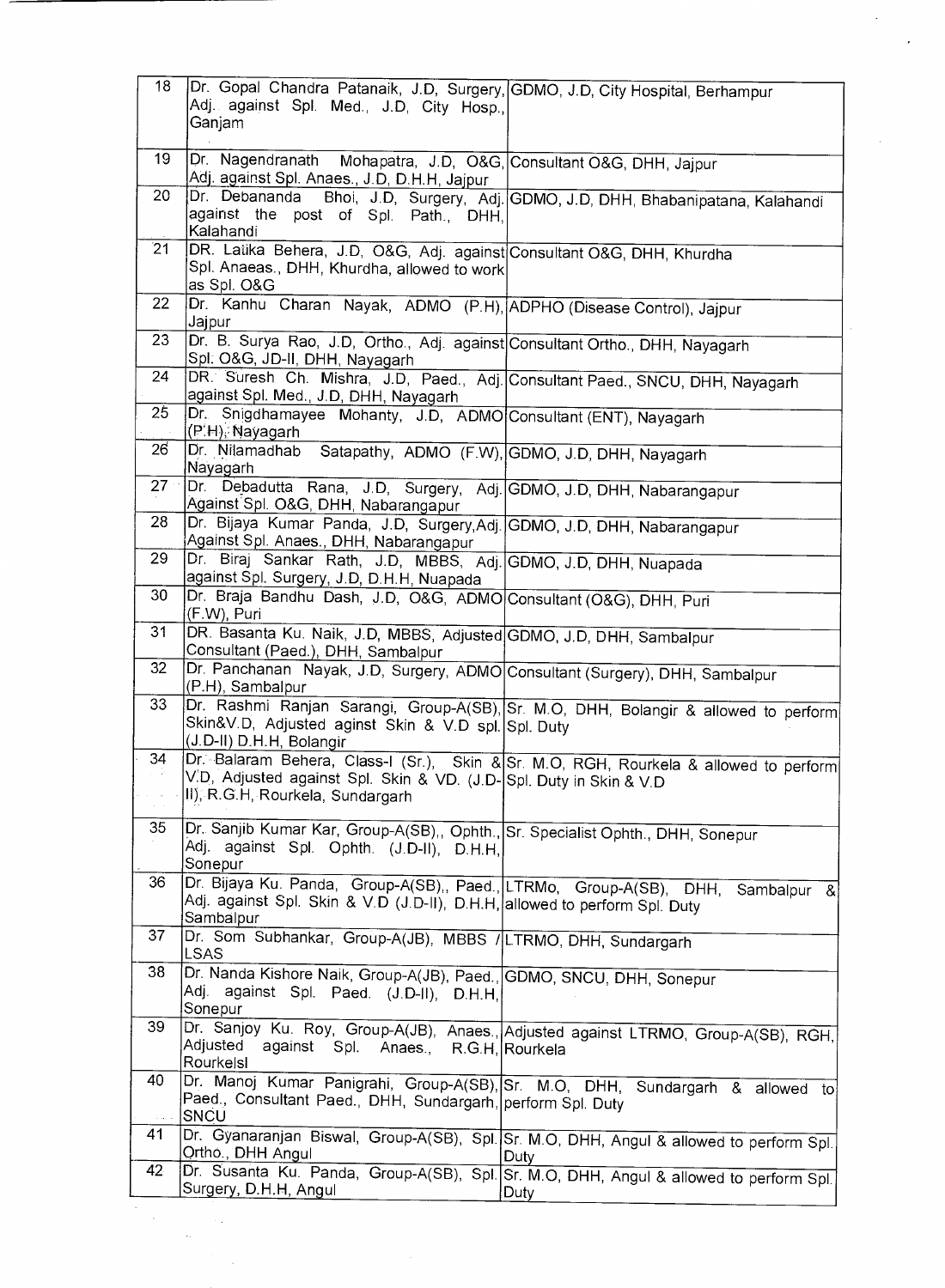| 18 | Dr. Gopal Chandra Patanaik, J.D, Surgery, Adj. against Spl. Med., J.D, City Hosp., Ganjam | GDMO, J.D, City Hospital, Berhampur |
|---|---|---|
| 19 | Dr. Nagendranath Mohapatra, J.D, O&G, Adj. against Spl. Anaes., J.D, D.H.H, Jajpur | Consultant O&G, DHH, Jajpur |
| 20 | Dr. Debananda Bhoi, J.D, Surgery, Adj. against the post of Spl. Path., DHH, Kalahandi | GDMO, J.D, DHH, Bhabanipatana, Kalahandi |
| 21 | DR. Latika Behera, J.D, O&G, Adj. against Spl. Anaeas., DHH, Khurdha, allowed to work as Spl. O&G | Consultant O&G, DHH, Khurdha |
| 22 | Dr. Kanhu Charan Nayak, ADMO (P.H), Jajpur | ADPHO (Disease Control), Jajpur |
| 23 | Dr. B. Surya Rao, J.D, Ortho., Adj. against Spl. O&G, JD-II, DHH, Nayagarh | Consultant Ortho., DHH, Nayagarh |
| 24 | DR. Suresh Ch. Mishra, J.D, Paed., Adj. against Spl. Med., J.D, DHH, Nayagarh | Consultant Paed., SNCU, DHH, Nayagarh |
| 25 | Dr. Snigdhamayee Mohanty, J.D, ADMO (P.H), Nayagarh | Consultant (ENT), Nayagarh |
| 26 | Dr. Nilamadhab Satapathy, ADMO (F.W), Nayagarh | GDMO, J.D, DHH, Nayagarh |
| 27 | Dr. Debadutta Rana, J.D, Surgery, Adj. Against Spl. O&G, DHH, Nabarangapur | GDMO, J.D, DHH, Nabarangapur |
| 28 | Dr. Bijaya Kumar Panda, J.D, Surgery,Adj. Against Spl. Anaes., DHH, Nabarangapur | GDMO, J.D, DHH, Nabarangapur |
| 29 | Dr. Biraj Sankar Rath, J.D, MBBS, Adj. against Spl. Surgery, J.D, D.H.H, Nuapada | GDMO, J.D, DHH, Nuapada |
| 30 | Dr. Braja Bandhu Dash, J.D, O&G, ADMO (F.W), Puri | Consultant (O&G), DHH, Puri |
| 31 | DR. Basanta Ku. Naik, J.D, MBBS, Adjusted Consultant (Paed.), DHH, Sambalpur | GDMO, J.D, DHH, Sambalpur |
| 32 | Dr. Panchanan Nayak, J.D, Surgery, ADMO (P.H), Sambalpur | Consultant (Surgery), DHH, Sambalpur |
| 33 | Dr. Rashmi Ranjan Sarangi, Group-A(SB), Skin&V.D, Adjusted aginst Skin & V.D spl. (J.D-II) D.H.H, Bolangir | Sr. M.O, DHH, Bolangir & allowed to perform Spl. Duty |
| 34 | Dr. Balaram Behera, Class-I (Sr.), Skin & V.D, Adjusted against Spl. Skin & VD. (J.D-II), R.G.H, Rourkela, Sundargarh | Sr. M.O, RGH, Rourkela & allowed to perform Spl. Duty in Skin & V.D |
| 35 | Dr. Sanjib Kumar Kar, Group-A(SB),, Ophth., Adj. against Spl. Ophth. (J.D-II), D.H.H, Sonepur | Sr. Specialist Ophth., DHH, Sonepur |
| 36 | Dr. Bijaya Ku. Panda, Group-A(SB),, Paed., Adj. against Spl. Skin & V.D (J.D-II), D.H.H, Sambalpur | LTRMo, Group-A(SB), DHH, Sambalpur & allowed to perform Spl. Duty |
| 37 | Dr. Som Subhankar, Group-A(JB), MBBS / LSAS | LTRMO, DHH, Sundargarh |
| 38 | Dr. Nanda Kishore Naik, Group-A(JB), Paed., Adj. against Spl. Paed. (J.D-II), D.H.H, Sonepur | GDMO, SNCU, DHH, Sonepur |
| 39 | Dr. Sanjoy Ku. Roy, Group-A(JB), Anaes., Adjusted against Spl. Anaes., R.G.H, Rourkelsl | Adjusted against LTRMO, Group-A(SB), RGH, Rourkela |
| 40 | Dr. Manoj Kumar Panigrahi, Group-A(SB), Paed., Consultant Paed., DHH, Sundargarh, SNCU | Sr. M.O, DHH, Sundargarh & allowed to perform Spl. Duty |
| 41 | Dr. Gyanaranjan Biswal, Group-A(SB), Spl. Ortho., DHH Angul | Sr. M.O, DHH, Angul & allowed to perform Spl. Duty |
| 42 | Dr. Susanta Ku. Panda, Group-A(SB), Spl. Surgery, D.H.H, Angul | Sr. M.O, DHH, Angul & allowed to perform Spl. Duty |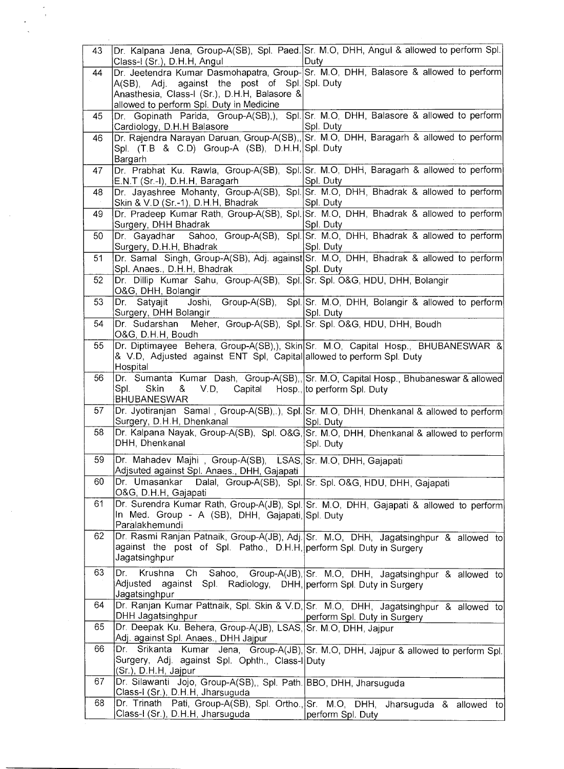| 43 | Dr. Kalpana Jena, Group-A(SB), Spl. Paed. Class-I (Sr.), D.H.H, Angul | Sr. M.O, DHH, Angul & allowed to perform Spl. Duty |
|---|---|---|
| 44 | Dr. Jeetendra Kumar Dasmohapatra, Group-A(SB), Adj. against the post of Spl. Anasthesia, Class-I (Sr.), D.H.H, Balasore & allowed to perform Spl. Duty in Medicine | Sr. M.O, DHH, Balasore & allowed to perform Spl. Duty |
| 45 | Dr. Gopinath Parida, Group-A(SB),), Spl. Cardiology, D.H.H Balasore | Sr. M.O, DHH, Balasore & allowed to perform Spl. Duty |
| 46 | Dr. Rajendra Narayan Daruan, Group-A(SB),, Spl. (T.B & C.D) Group-A (SB), D.H.H, Bargarh | Sr. M.O, DHH, Baragarh & allowed to perform Spl. Duty |
| 47 | Dr. Prabhat Ku. Rawla, Group-A(SB), Spl. E.N.T (Sr.-I), D.H.H, Baragarh | Sr. M.O, DHH, Baragarh & allowed to perform Spl. Duty |
| 48 | Dr. Jayashree Mohanty, Group-A(SB), Spl. Skin & V.D (Sr.-1), D.H.H, Bhadrak | Sr. M.O, DHH, Bhadrak & allowed to perform Spl. Duty |
| 49 | Dr. Pradeep Kumar Rath, Group-A(SB), Spl. Surgery, DHH Bhadrak | Sr. M.O, DHH, Bhadrak & allowed to perform Spl. Duty |
| 50 | Dr. Gayadhar Sahoo, Group-A(SB), Spl. Surgery, D.H.H, Bhadrak | Sr. M.O, DHH, Bhadrak & allowed to perform Spl. Duty |
| 51 | Dr. Samal Singh, Group-A(SB), Adj. against Spl. Anaes., D.H.H, Bhadrak | Sr. M.O, DHH, Bhadrak & allowed to perform Spl. Duty |
| 52 | Dr. Dillip Kumar Sahu, Group-A(SB), Spl. O&G, DHH, Bolangir | Sr. Spl. O&G, HDU, DHH, Bolangir |
| 53 | Dr. Satyajit Joshi, Group-A(SB), Spl. Surgery, DHH Bolangir | Sr. M.O, DHH, Bolangir & allowed to perform Spl. Duty |
| 54 | Dr. Sudarshan Meher, Group-A(SB), Spl. O&G, D.H.H, Boudh | Sr. Spl. O&G, HDU, DHH, Boudh |
| 55 | Dr. Diptimayee Behera, Group-A(SB),), Skin & V.D, Adjusted against ENT Spl, Capital Hospital | Sr. M.O, Capital Hosp., BHUBANESWAR & allowed to perform Spl. Duty |
| 56 | Dr. Sumanta Kumar Dash, Group-A(SB),, Spl. Skin & V.D, Capital Hosp., BHUBANESWAR | Sr. M.O, Capital Hosp., Bhubaneswar & allowed to perform Spl. Duty |
| 57 | Dr. Jyotiranjan Samal , Group-A(SB),.), Spl. Surgery, D.H.H, Dhenkanal | Sr. M.O, DHH, Dhenkanal & allowed to perform Spl. Duty |
| 58 | Dr. Kalpana Nayak, Group-A(SB), Spl. O&G, DHH, Dhenkanal | Sr. M.O, DHH, Dhenkanal & allowed to perform Spl. Duty |
| 59 | Dr. Mahadev Majhi , Group-A(SB), LSAS, Adjsuted against Spl. Anaes., DHH, Gajapati | Sr. M.O, DHH, Gajapati |
| 60 | Dr. Umasankar Dalal, Group-A(SB), Spl. O&G, D.H.H, Gajapati | Sr. Spl. O&G, HDU, DHH, Gajapati |
| 61 | Dr. Surendra Kumar Rath, Group-A(JB), Spl. In Med. Group - A (SB), DHH, Gajapati, Paralakhemundi | Sr. M.O, DHH, Gajapati & allowed to perform Spl. Duty |
| 62 | Dr. Rasmi Ranjan Patnaik, Group-A(JB), Adj. against the post of Spl. Patho., D.H.H, Jagatsinghpur | Sr. M.O, DHH, Jagatsinghpur & allowed to perform Spl. Duty in Surgery |
| 63 | Dr. Krushna Ch Sahoo, Group-A(JB), Adjusted against Spl. Radiology, DHH, Jagatsinghpur | Sr. M.O, DHH, Jagatsinghpur & allowed to perform Spl. Duty in Surgery |
| 64 | Dr. Ranjan Kumar Pattnaik, Spl. Skin & V.D, DHH Jagatsinghpur | Sr. M.O, DHH, Jagatsinghpur & allowed to perform Spl. Duty in Surgery |
| 65 | Dr. Deepak Ku. Behera, Group-A(JB), LSAS, Adj. against Spl. Anaes., DHH Jajpur | Sr. M.O, DHH, Jajpur |
| 66 | Dr. Srikanta Kumar Jena, Group-A(JB), Surgery, Adj. against Spl. Ophth., Class-I (Sr.), D.H.H, Jajpur | Sr. M.O, DHH, Jajpur & allowed to perform Spl. Duty |
| 67 | Dr. Silawanti Jojo, Group-A(SB),, Spl. Path. Class-I (Sr.), D.H.H, Jharsuguda | BBO, DHH, Jharsuguda |
| 68 | Dr. Trinath Pati, Group-A(SB), Spl. Ortho., Class-I (Sr.), D.H.H, Jharsuguda | Sr. M.O, DHH, Jharsuguda & allowed to perform Spl. Duty |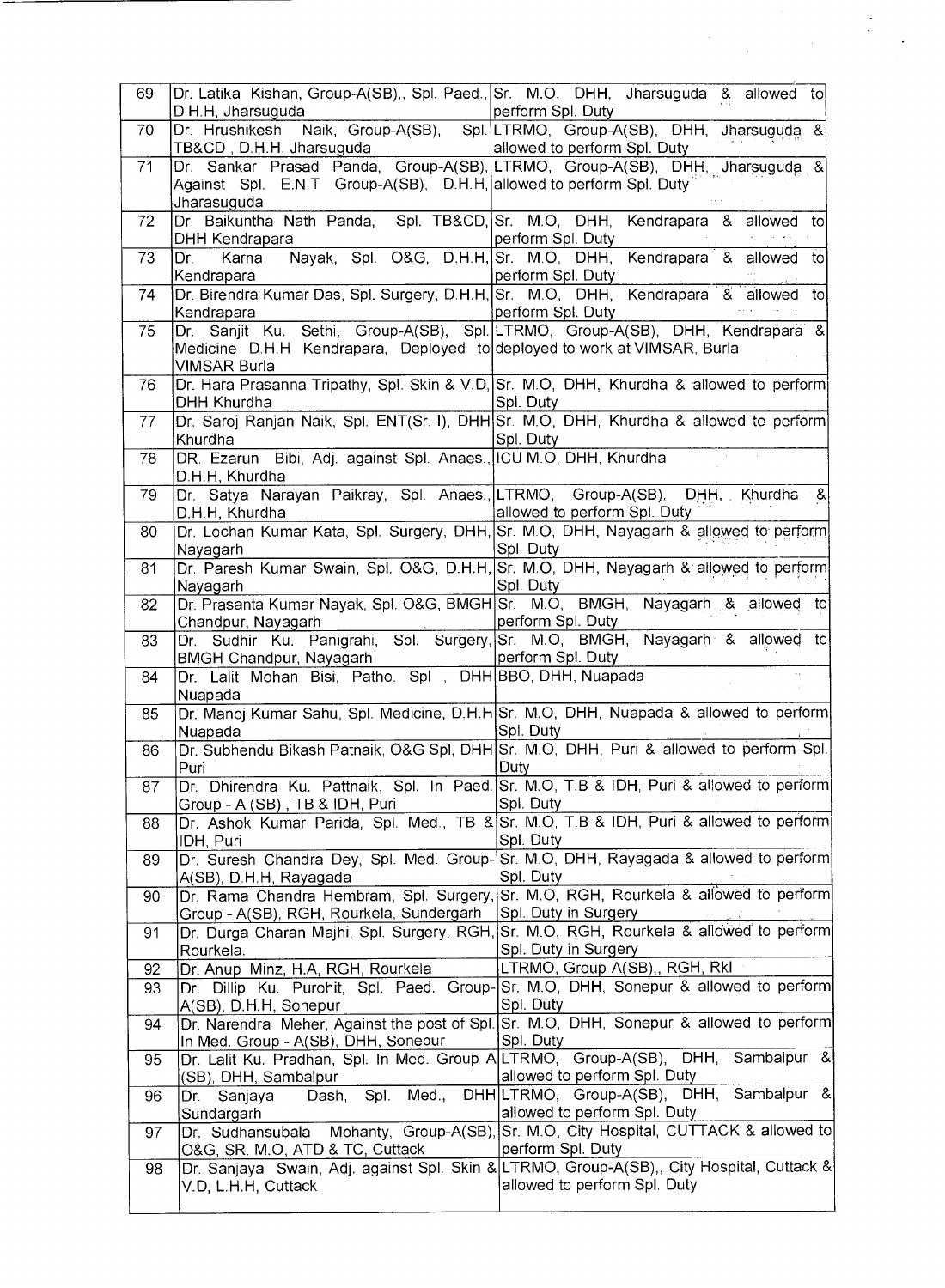| | | |
|---|---|---|
| 69 | Dr. Latika Kishan, Group-A(SB),, Spl. Paed., D.H.H, Jharsuguda | Sr. M.O, DHH, Jharsuguda & allowed to perform Spl. Duty |
| 70 | Dr. Hrushikesh Naik, Group-A(SB), Spl. TB&CD , D.H.H, Jharsuguda | LTRMO, Group-A(SB), DHH, Jharsuguda & allowed to perform Spl. Duty |
| 71 | Dr. Sankar Prasad Panda, Group-A(SB), Against Spl. E.N.T Group-A(SB), D.H.H, Jharasuguda | LTRMO, Group-A(SB), DHH, Jharsuguda & allowed to perform Spl. Duty |
| 72 | Dr. Baikuntha Nath Panda, Spl. TB&CD, DHH Kendrapara | Sr. M.O, DHH, Kendrapara & allowed to perform Spl. Duty |
| 73 | Dr. Karna Nayak, Spl. O&G, D.H.H, Kendrapara | Sr. M.O, DHH, Kendrapara & allowed to perform Spl. Duty |
| 74 | Dr. Birendra Kumar Das, Spl. Surgery, D.H.H, Kendrapara | Sr. M.O, DHH, Kendrapara & allowed to perform Spl. Duty |
| 75 | Dr. Sanjit Ku. Sethi, Group-A(SB), Spl. Medicine D.H.H Kendrapara, Deployed to VIMSAR Burla | LTRMO, Group-A(SB), DHH, Kendrapara & deployed to work at VIMSAR, Burla |
| 76 | Dr. Hara Prasanna Tripathy, Spl. Skin & V.D, DHH Khurdha | Sr. M.O, DHH, Khurdha & allowed to perform Spl. Duty |
| 77 | Dr. Saroj Ranjan Naik, Spl. ENT(Sr.-I), DHH Khurdha | Sr. M.O, DHH, Khurdha & allowed to perform Spl. Duty |
| 78 | DR. Ezarun Bibi, Adj. against Spl. Anaes., D.H.H, Khurdha | ICU M.O, DHH, Khurdha |
| 79 | Dr. Satya Narayan Paikray, Spl. Anaes., D.H.H, Khurdha | LTRMO, Group-A(SB), DHH, Khurdha & allowed to perform Spl. Duty |
| 80 | Dr. Lochan Kumar Kata, Spl. Surgery, DHH, Nayagarh | Sr. M.O, DHH, Nayagarh & allowed to perform Spl. Duty |
| 81 | Dr. Paresh Kumar Swain, Spl. O&G, D.H.H, Nayagarh | Sr. M.O, DHH, Nayagarh & allowed to perform Spl. Duty |
| 82 | Dr. Prasanta Kumar Nayak, Spl. O&G, BMGH Chandpur, Nayagarh | Sr. M.O, BMGH, Nayagarh & allowed to perform Spl. Duty |
| 83 | Dr. Sudhir Ku. Panigrahi, Spl. Surgery, BMGH Chandpur, Nayagarh | Sr. M.O, BMGH, Nayagarh & allowed to perform Spl. Duty |
| 84 | Dr. Lalit Mohan Bisi, Patho. Spl , DHH Nuapada | BBO, DHH, Nuapada |
| 85 | Dr. Manoj Kumar Sahu, Spl. Medicine, D.H.H Nuapada | Sr. M.O, DHH, Nuapada & allowed to perform Spl. Duty |
| 86 | Dr. Subhendu Bikash Patnaik, O&G Spl, DHH Puri | Sr. M.O, DHH, Puri & allowed to perform Spl. Duty |
| 87 | Dr. Dhirendra Ku. Pattnaik, Spl. In Paed. Group - A (SB) , TB & IDH, Puri | Sr. M.O, T.B & IDH, Puri & allowed to perform Spl. Duty |
| 88 | Dr. Ashok Kumar Parida, Spl. Med., TB & IDH, Puri | Sr. M.O, T.B & IDH, Puri & allowed to perform Spl. Duty |
| 89 | Dr. Suresh Chandra Dey, Spl. Med. Group-A(SB), D.H.H, Rayagada | Sr. M.O, DHH, Rayagada & allowed to perform Spl. Duty |
| 90 | Dr. Rama Chandra Hembram, Spl. Surgery, Group - A(SB), RGH, Rourkela, Sundergarh | Sr. M.O, RGH, Rourkela & allowed to perform Spl. Duty in Surgery |
| 91 | Dr. Durga Charan Majhi, Spl. Surgery, RGH, Rourkela. | Sr. M.O, RGH, Rourkela & allowed to perform Spl. Duty in Surgery |
| 92 | Dr. Anup Minz, H.A, RGH, Rourkela | LTRMO, Group-A(SB),, RGH, Rkl |
| 93 | Dr. Dillip Ku. Purohit, Spl. Paed. Group-A(SB), D.H.H, Sonepur | Sr. M.O, DHH, Sonepur & allowed to perform Spl. Duty |
| 94 | Dr. Narendra Meher, Against the post of Spl. In Med. Group - A(SB), DHH, Sonepur | Sr. M.O, DHH, Sonepur & allowed to perform Spl. Duty |
| 95 | Dr. Lalit Ku. Pradhan, Spl. In Med. Group A (SB), DHH, Sambalpur | LTRMO, Group-A(SB), DHH, Sambalpur & allowed to perform Spl. Duty |
| 96 | Dr. Sanjaya Dash, Spl. Med., DHH Sundargarh | LTRMO, Group-A(SB), DHH, Sambalpur & allowed to perform Spl. Duty |
| 97 | Dr. Sudhansubala Mohanty, Group-A(SB), O&G, SR. M.O, ATD & TC, Cuttack | Sr. M.O, City Hospital, CUTTACK & allowed to perform Spl. Duty |
| 98 | Dr. Sanjaya Swain, Adj. against Spl. Skin & V.D, L.H.H, Cuttack | LTRMO, Group-A(SB),, City Hospital, Cuttack & allowed to perform Spl. Duty |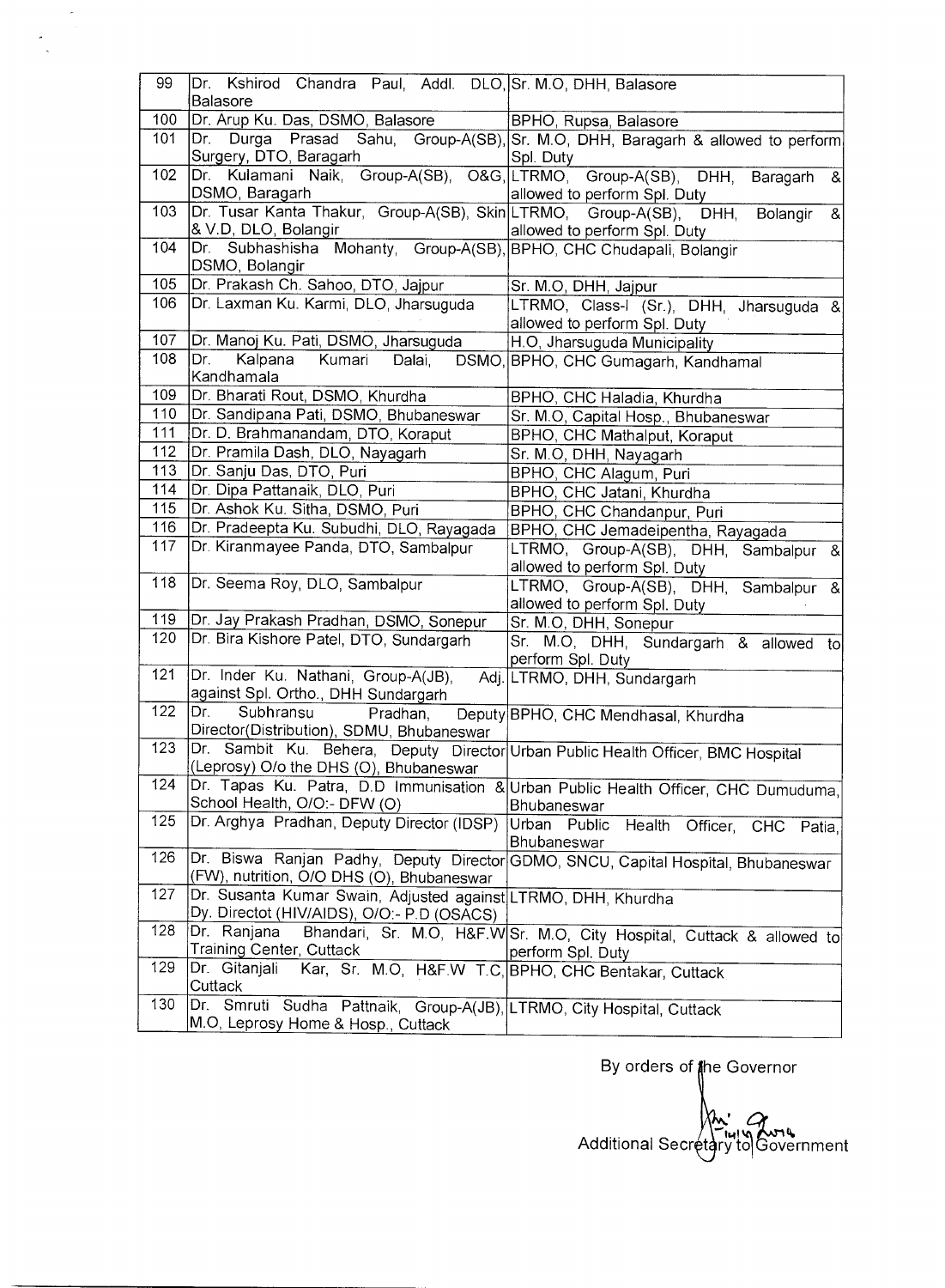| 99 | Dr. Kshirod Chandra Paul, Addl. DLO, Balasore | Sr. M.O, DHH, Balasore |
|---|---|---|
| 100 | Dr. Arup Ku. Das, DSMO, Balasore | BPHO, Rupsa, Balasore |
| 101 | Dr. Durga Prasad Sahu, Group-A(SB), Surgery, DTO, Baragarh | Sr. M.O, DHH, Baragarh & allowed to perform Spl. Duty |
| 102 | Dr. Kulamani Naik, Group-A(SB), O&G, DSMO, Baragarh | LTRMO, Group-A(SB), DHH, Baragarh & allowed to perform Spl. Duty |
| 103 | Dr. Tusar Kanta Thakur, Group-A(SB), Skin & V.D, DLO, Bolangir | LTRMO, Group-A(SB), DHH, Bolangir & allowed to perform Spl. Duty |
| 104 | Dr. Subhashisha Mohanty, Group-A(SB), DSMO, Bolangir | BPHO, CHC Chudapali, Bolangir |
| 105 | Dr. Prakash Ch. Sahoo, DTO, Jajpur | Sr. M.O, DHH, Jajpur |
| 106 | Dr. Laxman Ku. Karmi, DLO, Jharsuguda | LTRMO, Class-I (Sr.), DHH, Jharsuguda & allowed to perform Spl. Duty |
| 107 | Dr. Manoj Ku. Pati, DSMO, Jharsuguda | H.O, Jharsuguda Municipality |
| 108 | Dr. Kalpana Kumari Dalai, DSMO, Kandhamala | BPHO, CHC Gumagarh, Kandhamal |
| 109 | Dr. Bharati Rout, DSMO, Khurdha | BPHO, CHC Haladia, Khurdha |
| 110 | Dr. Sandipana Pati, DSMO, Bhubaneswar | Sr. M.O, Capital Hosp., Bhubaneswar |
| 111 | Dr. D. Brahmanandam, DTO, Koraput | BPHO, CHC Mathalput, Koraput |
| 112 | Dr. Pramila Dash, DLO, Nayagarh | Sr. M.O, DHH, Nayagarh |
| 113 | Dr. Sanju Das, DTO, Puri | BPHO, CHC Alagum, Puri |
| 114 | Dr. Dipa Pattanaik, DLO, Puri | BPHO, CHC Jatani, Khurdha |
| 115 | Dr. Ashok Ku. Sitha, DSMO, Puri | BPHO, CHC Chandanpur, Puri |
| 116 | Dr. Pradeepta Ku. Subudhi, DLO, Rayagada | BPHO, CHC Jemadeipentha, Rayagada |
| 117 | Dr. Kiranmayee Panda, DTO, Sambalpur | LTRMO, Group-A(SB), DHH, Sambalpur & allowed to perform Spl. Duty |
| 118 | Dr. Seema Roy, DLO, Sambalpur | LTRMO, Group-A(SB), DHH, Sambalpur & allowed to perform Spl. Duty |
| 119 | Dr. Jay Prakash Pradhan, DSMO, Sonepur | Sr. M.O, DHH, Sonepur |
| 120 | Dr. Bira Kishore Patel, DTO, Sundargarh | Sr. M.O, DHH, Sundargarh & allowed to perform Spl. Duty |
| 121 | Dr. Inder Ku. Nathani, Group-A(JB), Adj. against Spl. Ortho., DHH Sundargarh | LTRMO, DHH, Sundargarh |
| 122 | Dr. Subhransu Pradhan, Deputy Director(Distribution), SDMU, Bhubaneswar | BPHO, CHC Mendhasal, Khurdha |
| 123 | Dr. Sambit Ku. Behera, Deputy Director (Leprosy) O/o the DHS (O), Bhubaneswar | Urban Public Health Officer, BMC Hospital |
| 124 | Dr. Tapas Ku. Patra, D.D Immunisation & School Health, O/O:- DFW (O) | Urban Public Health Officer, CHC Dumuduma, Bhubaneswar |
| 125 | Dr. Arghya Pradhan, Deputy Director (IDSP) | Urban Public Health Officer, CHC Patia, Bhubaneswar |
| 126 | Dr. Biswa Ranjan Padhy, Deputy Director (FW), nutrition, O/O DHS (O), Bhubaneswar | GDMO, SNCU, Capital Hospital, Bhubaneswar |
| 127 | Dr. Susanta Kumar Swain, Adjusted against Dy. Directot (HIV/AIDS), O/O:- P.D (OSACS) | LTRMO, DHH, Khurdha |
| 128 | Dr. Ranjana Bhandari, Sr. M.O, H&F.W Training Center, Cuttack | Sr. M.O, City Hospital, Cuttack & allowed to perform Spl. Duty |
| 129 | Dr. Gitanjali Kar, Sr. M.O, H&F.W T.C, Cuttack | BPHO, CHC Bentakar, Cuttack |
| 130 | Dr. Smruti Sudha Pattnaik, Group-A(JB), M.O, Leprosy Home & Hosp., Cuttack | LTRMO, City Hospital, Cuttack |

By orders of the Governor

Additional Secretary to Government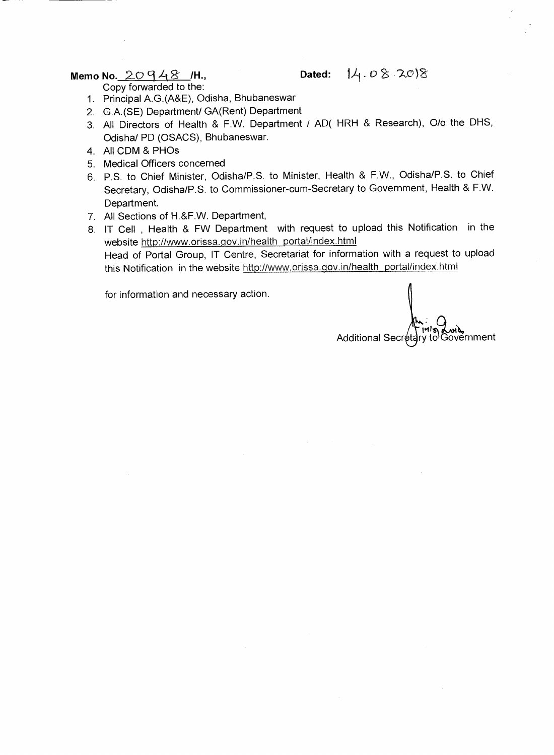**Memo No. 20948 /H.,** **Dated:** 14.08.2018

Copy forwarded to the:

1. Principal A.G.(A&E), Odisha, Bhubaneswar
2. G.A.(SE) Department/ GA(Rent) Department
3. All Directors of Health & F.W. Department / AD( HRH & Research), O/o the DHS, Odisha/ PD (OSACS), Bhubaneswar.
4. All CDM & PHOs
5. Medical Officers concerned
6. P.S. to Chief Minister, Odisha/P.S. to Minister, Health & F.W., Odisha/P.S. to Chief Secretary, Odisha/P.S. to Commissioner-cum-Secretary to Government, Health & F.W. Department.
7. All Sections of H.&F.W. Department,
8. IT Cell , Health & FW Department with request to upload this Notification in the website http://www.orissa.gov.in/health_portal/index.html
   Head of Portal Group, IT Centre, Secretariat for information with a request to upload this Notification in the website http://www.orissa.gov.in/health_portal/index.html

for information and necessary action.

Additional Secretary to Government